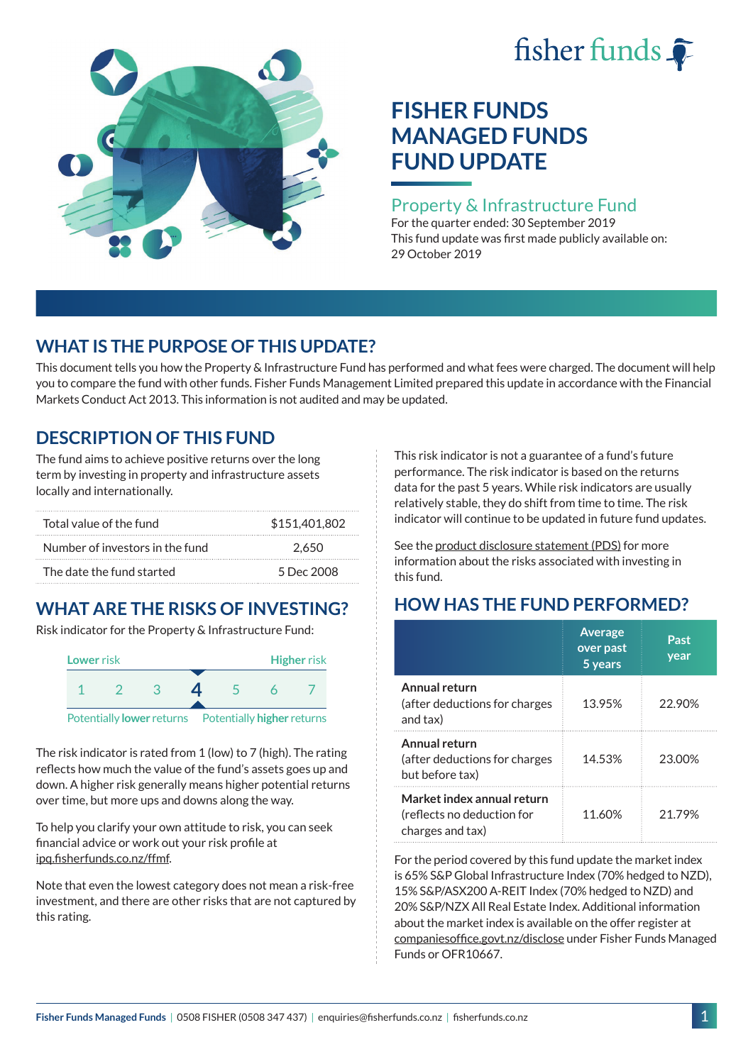# FISHER FUNDS MANAGED FUNDS FUND UPDATE

## Property & Infrastructure Fund

For the quarter ended: 30 September 2019

This fund update was first made publicly available on: 29 October 2019

## WHAT IS THE PURPOSE OF THIS UPDATE?

This document tells you how the Property & Infrastructure Fund has performed and what fees were charged. The document will help you to compare the fund with other funds. Fisher Funds Management Limited prepared this update in accordance with the Financial Markets Conduct Act 2013. This information is not audited and may be updated.

## DESCRIPTION OF THIS FUND

The fund aims to achieve positive returns over the long term by investing in property and infrastructure assets locally and internationally.

| | |
|---|---|
| Total value of the fund | $151,401,802 |
| Number of investors in the fund | 2,650 |
| The date the fund started | 5 Dec 2008 |

## WHAT ARE THE RISKS OF INVESTING?

Risk indicator for the Property & Infrastructure Fund:

| Lower risk | | | | | | Higher risk |
|---|---|---|---|---|---|---|
| 1 | 2 | 3 | **4** | 5 | 6 | 7 |

Potentially **lower** returns — Potentially **higher** returns

The risk indicator is rated from 1 (low) to 7 (high). The rating reflects how much the value of the fund's assets goes up and down. A higher risk generally means higher potential returns over time, but more ups and downs along the way.

To help you clarify your own attitude to risk, you can seek financial advice or work out your risk profile at ipq.fisherfunds.co.nz/ffmf.

Note that even the lowest category does not mean a risk-free investment, and there are other risks that are not captured by this rating.

This risk indicator is not a guarantee of a fund's future performance. The risk indicator is based on the returns data for the past 5 years. While risk indicators are usually relatively stable, they do shift from time to time. The risk indicator will continue to be updated in future fund updates.

See the product disclosure statement (PDS) for more information about the risks associated with investing in this fund.

## HOW HAS THE FUND PERFORMED?

| | Average over past 5 years | Past year |
|---|---|---|
| **Annual return** (after deductions for charges and tax) | 13.95% | 22.90% |
| **Annual return** (after deductions for charges but before tax) | 14.53% | 23.00% |
| **Market index annual return** (reflects no deduction for charges and tax) | 11.60% | 21.79% |

For the period covered by this fund update the market index is 65% S&P Global Infrastructure Index (70% hedged to NZD), 15% S&P/ASX200 A-REIT Index (70% hedged to NZD) and 20% S&P/NZX All Real Estate Index. Additional information about the market index is available on the offer register at companiesoffice.govt.nz/disclose under Fisher Funds Managed Funds or OFR10667.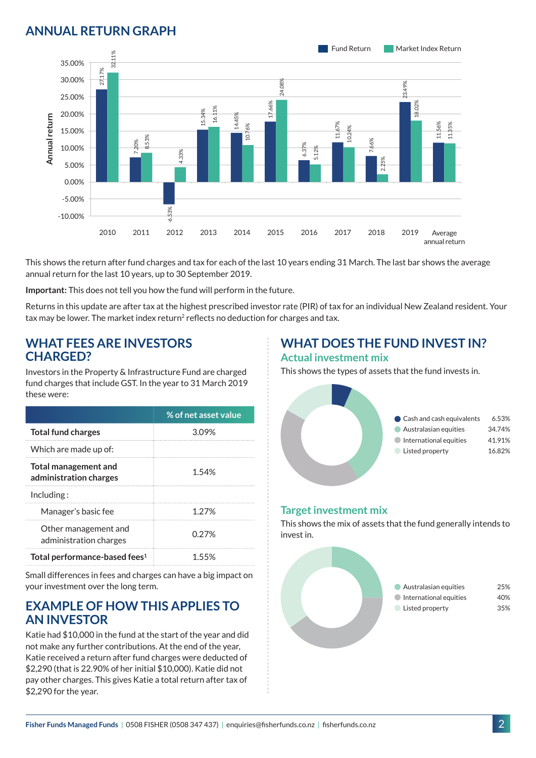## ANNUAL RETURN GRAPH

| Year | Fund Return | Market Index Return |
|---|---|---|
| 2010 | 27.17% | 32.11% |
| 2011 | 7.20% | 8.53% |
| 2012 | -6.53% | 4.33% |
| 2013 | 15.34% | 16.11% |
| 2014 | 14.45% | 10.76% |
| 2015 | 17.66% | 24.08% |
| 2016 | 6.37% | 5.12% |
| 2017 | 11.67% | 10.24% |
| 2018 | 7.66% | 2.25% |
| 2019 | 23.49% | 18.02% |
| Average annual return | 11.56% | 11.35% |

This shows the return after fund charges and tax for each of the last 10 years ending 31 March. The last bar shows the average annual return for the last 10 years, up to 30 September 2019.

**Important:** This does not tell you how the fund will perform in the future.

Returns in this update are after tax at the highest prescribed investor rate (PIR) of tax for an individual New Zealand resident. Your tax may be lower. The market index return[2] reflects no deduction for charges and tax.

## WHAT FEES ARE INVESTORS CHARGED?

Investors in the Property & Infrastructure Fund are charged fund charges that include GST. In the year to 31 March 2019 these were:

| | % of net asset value |
|---|---|
| **Total fund charges** | 3.09% |
| Which are made up of: | |
| **Total management and administration charges** | 1.54% |
| Including : | |
| Manager's basic fee | 1.27% |
| Other management and administration charges | 0.27% |
| **Total performance-based fees[1]** | 1.55% |

Small differences in fees and charges can have a big impact on your investment over the long term.

## EXAMPLE OF HOW THIS APPLIES TO AN INVESTOR

Katie had $10,000 in the fund at the start of the year and did not make any further contributions. At the end of the year, Katie received a return after fund charges were deducted of $2,290 (that is 22.90% of her initial $10,000). Katie did not pay other charges. This gives Katie a total return after tax of $2,290 for the year.

## WHAT DOES THE FUND INVEST IN?

### Actual investment mix

This shows the types of assets that the fund invests in.

| Asset | % |
|---|---|
| Cash and cash equivalents | 6.53% |
| Australasian equities | 34.74% |
| International equities | 41.91% |
| Listed property | 16.82% |

### Target investment mix

This shows the mix of assets that the fund generally intends to invest in.

| Asset | % |
|---|---|
| Australasian equities | 25% |
| International equities | 40% |
| Listed property | 35% |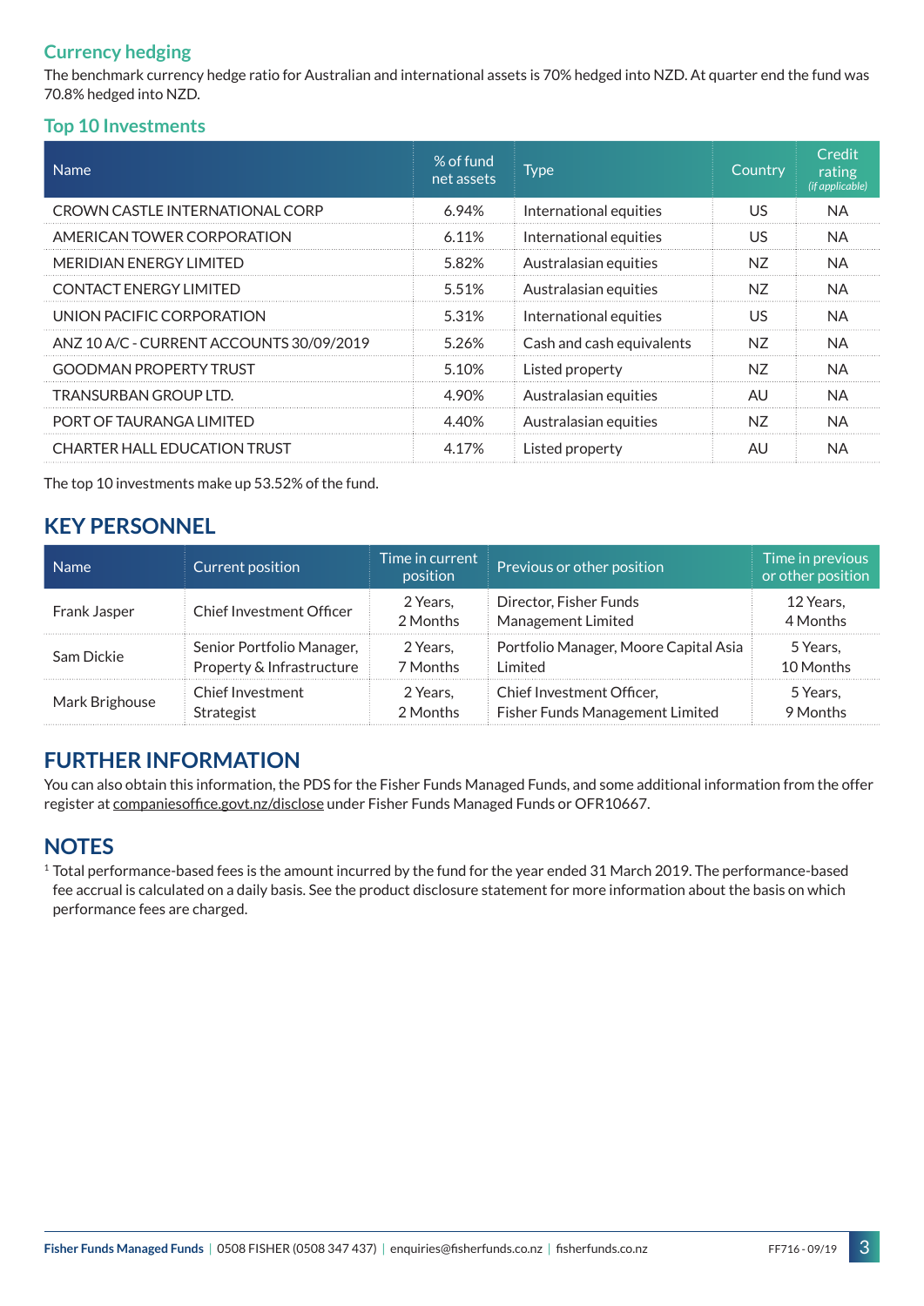## Currency hedging

The benchmark currency hedge ratio for Australian and international assets is 70% hedged into NZD. At quarter end the fund was 70.8% hedged into NZD.

## Top 10 Investments

| Name | % of fund net assets | Type | Country | Credit rating *(if applicable)* |
|---|---|---|---|---|
| CROWN CASTLE INTERNATIONAL CORP | 6.94% | International equities | US | NA |
| AMERICAN TOWER CORPORATION | 6.11% | International equities | US | NA |
| MERIDIAN ENERGY LIMITED | 5.82% | Australasian equities | NZ | NA |
| CONTACT ENERGY LIMITED | 5.51% | Australasian equities | NZ | NA |
| UNION PACIFIC CORPORATION | 5.31% | International equities | US | NA |
| ANZ 10 A/C - CURRENT ACCOUNTS 30/09/2019 | 5.26% | Cash and cash equivalents | NZ | NA |
| GOODMAN PROPERTY TRUST | 5.10% | Listed property | NZ | NA |
| TRANSURBAN GROUP LTD. | 4.90% | Australasian equities | AU | NA |
| PORT OF TAURANGA LIMITED | 4.40% | Australasian equities | NZ | NA |
| CHARTER HALL EDUCATION TRUST | 4.17% | Listed property | AU | NA |

The top 10 investments make up 53.52% of the fund.

## KEY PERSONNEL

| Name | Current position | Time in current position | Previous or other position | Time in previous or other position |
|---|---|---|---|---|
| Frank Jasper | Chief Investment Officer | 2 Years, 2 Months | Director, Fisher Funds Management Limited | 12 Years, 4 Months |
| Sam Dickie | Senior Portfolio Manager, Property & Infrastructure | 2 Years, 7 Months | Portfolio Manager, Moore Capital Asia Limited | 5 Years, 10 Months |
| Mark Brighouse | Chief Investment Strategist | 2 Years, 2 Months | Chief Investment Officer, Fisher Funds Management Limited | 5 Years, 9 Months |

## FURTHER INFORMATION

You can also obtain this information, the PDS for the Fisher Funds Managed Funds, and some additional information from the offer register at companiesoffice.govt.nz/disclose under Fisher Funds Managed Funds or OFR10667.

## NOTES

[1] Total performance-based fees is the amount incurred by the fund for the year ended 31 March 2019. The performance-based fee accrual is calculated on a daily basis. See the product disclosure statement for more information about the basis on which performance fees are charged.

Fisher Funds Managed Funds | 0508 FISHER (0508 347 437) | enquiries@fisherfunds.co.nz | fisherfunds.co.nz FF716 - 09/19